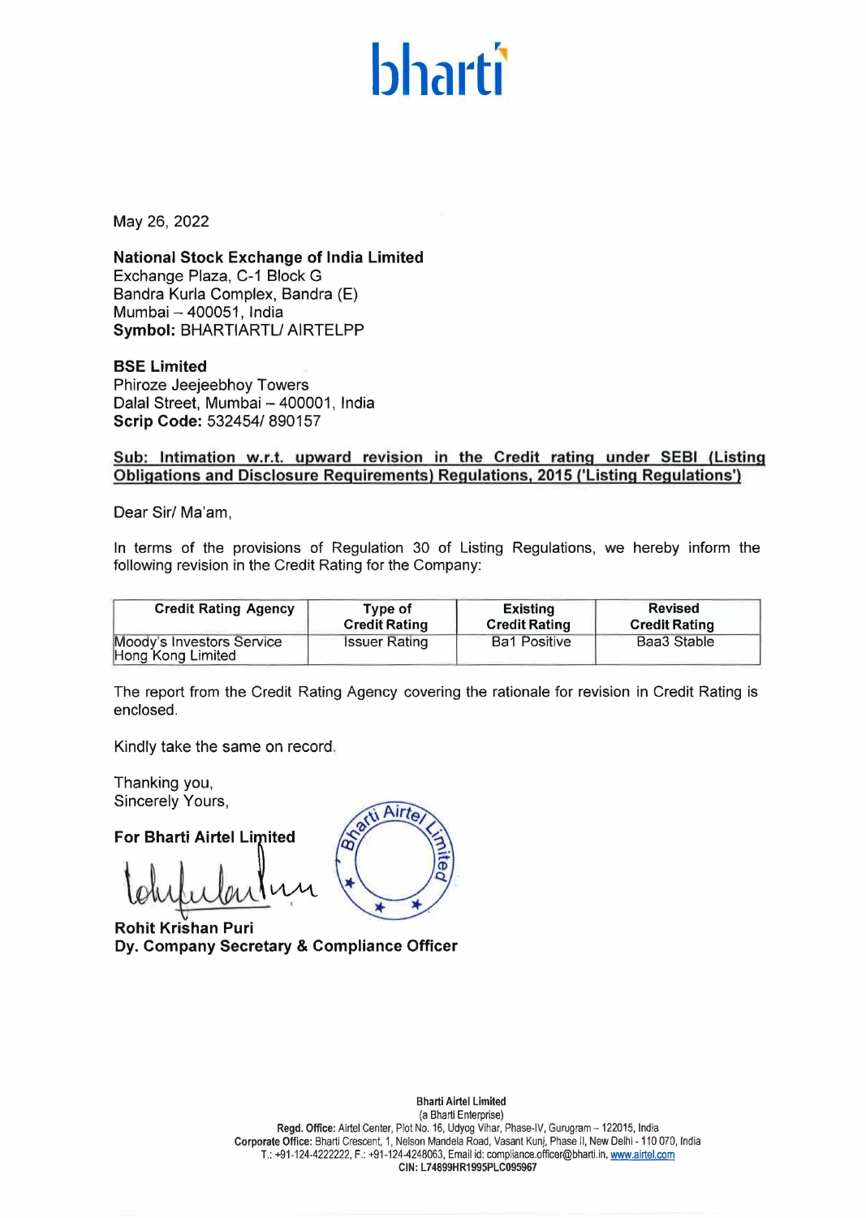bharti

May 26, 2022

**National Stock Exchange of India Limited**
Exchange Plaza, C-1 Block G
Bandra Kurla Complex, Bandra (E)
Mumbai – 400051, India
**Symbol:** BHARTIARTL/ AIRTELPP

**BSE Limited**
Phiroze Jeejeebhoy Towers
Dalal Street, Mumbai – 400001, India
**Scrip Code:** 532454/ 890157

**Sub: Intimation w.r.t. upward revision in the Credit rating under SEBI (Listing Obligations and Disclosure Requirements) Regulations, 2015 ('Listing Regulations')**

Dear Sir/ Ma'am,

In terms of the provisions of Regulation 30 of Listing Regulations, we hereby inform the following revision in the Credit Rating for the Company:

| Credit Rating Agency | Type of Credit Rating | Existing Credit Rating | Revised Credit Rating |
|---|---|---|---|
| Moody's Investors Service Hong Kong Limited | Issuer Rating | Ba1 Positive | Baa3 Stable |

The report from the Credit Rating Agency covering the rationale for revision in Credit Rating is enclosed.

Kindly take the same on record.

Thanking you,
Sincerely Yours,

**For Bharti Airtel Limited**

**Rohit Krishan Puri**
**Dy. Company Secretary & Compliance Officer**

**Bharti Airtel Limited**
(a Bharti Enterprise)
**Regd. Office:** Airtel Center, Plot No. 16, Udyog Vihar, Phase-IV, Gurugram – 122015, India
**Corporate Office:** Bharti Crescent, 1, Nelson Mandela Road, Vasant Kunj, Phase II, New Delhi - 110 070, India
T.: +91-124-4222222, F.: +91-124-4248063, Email id: compliance.officer@bharti.in, www.airtel.com
**CIN: L74899HR1995PLC095967**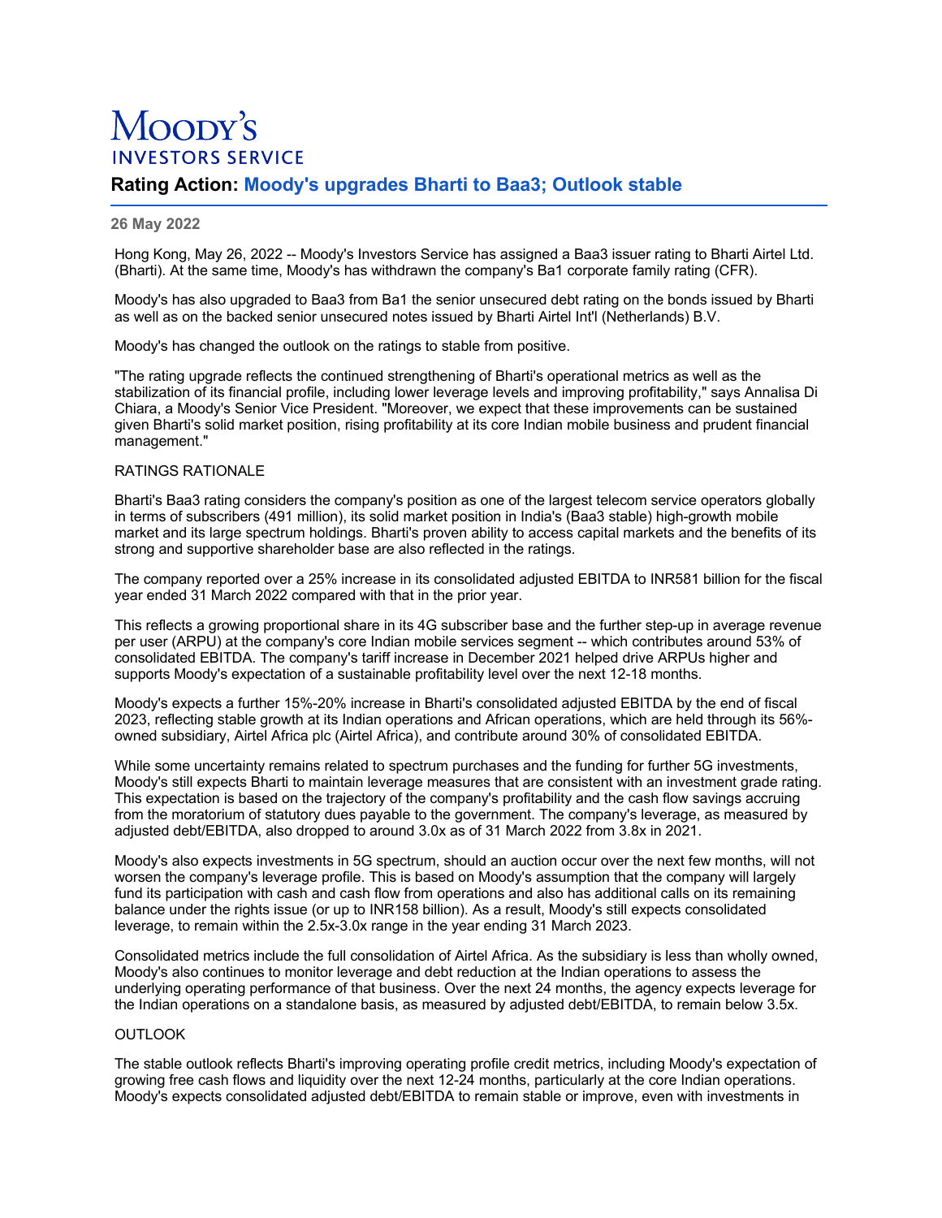# Moody's INVESTORS SERVICE

## Rating Action: Moody's upgrades Bharti to Baa3; Outlook stable

**26 May 2022**

Hong Kong, May 26, 2022 -- Moody's Investors Service has assigned a Baa3 issuer rating to Bharti Airtel Ltd. (Bharti). At the same time, Moody's has withdrawn the company's Ba1 corporate family rating (CFR).

Moody's has also upgraded to Baa3 from Ba1 the senior unsecured debt rating on the bonds issued by Bharti as well as on the backed senior unsecured notes issued by Bharti Airtel Int'l (Netherlands) B.V.

Moody's has changed the outlook on the ratings to stable from positive.

"The rating upgrade reflects the continued strengthening of Bharti's operational metrics as well as the stabilization of its financial profile, including lower leverage levels and improving profitability," says Annalisa Di Chiara, a Moody's Senior Vice President. "Moreover, we expect that these improvements can be sustained given Bharti's solid market position, rising profitability at its core Indian mobile business and prudent financial management."

RATINGS RATIONALE

Bharti's Baa3 rating considers the company's position as one of the largest telecom service operators globally in terms of subscribers (491 million), its solid market position in India's (Baa3 stable) high-growth mobile market and its large spectrum holdings. Bharti's proven ability to access capital markets and the benefits of its strong and supportive shareholder base are also reflected in the ratings.

The company reported over a 25% increase in its consolidated adjusted EBITDA to INR581 billion for the fiscal year ended 31 March 2022 compared with that in the prior year.

This reflects a growing proportional share in its 4G subscriber base and the further step-up in average revenue per user (ARPU) at the company's core Indian mobile services segment -- which contributes around 53% of consolidated EBITDA. The company's tariff increase in December 2021 helped drive ARPUs higher and supports Moody's expectation of a sustainable profitability level over the next 12-18 months.

Moody's expects a further 15%-20% increase in Bharti's consolidated adjusted EBITDA by the end of fiscal 2023, reflecting stable growth at its Indian operations and African operations, which are held through its 56%-owned subsidiary, Airtel Africa plc (Airtel Africa), and contribute around 30% of consolidated EBITDA.

While some uncertainty remains related to spectrum purchases and the funding for further 5G investments, Moody's still expects Bharti to maintain leverage measures that are consistent with an investment grade rating. This expectation is based on the trajectory of the company's profitability and the cash flow savings accruing from the moratorium of statutory dues payable to the government. The company's leverage, as measured by adjusted debt/EBITDA, also dropped to around 3.0x as of 31 March 2022 from 3.8x in 2021.

Moody's also expects investments in 5G spectrum, should an auction occur over the next few months, will not worsen the company's leverage profile. This is based on Moody's assumption that the company will largely fund its participation with cash and cash flow from operations and also has additional calls on its remaining balance under the rights issue (or up to INR158 billion). As a result, Moody's still expects consolidated leverage, to remain within the 2.5x-3.0x range in the year ending 31 March 2023.

Consolidated metrics include the full consolidation of Airtel Africa. As the subsidiary is less than wholly owned, Moody's also continues to monitor leverage and debt reduction at the Indian operations to assess the underlying operating performance of that business. Over the next 24 months, the agency expects leverage for the Indian operations on a standalone basis, as measured by adjusted debt/EBITDA, to remain below 3.5x.

OUTLOOK

The stable outlook reflects Bharti's improving operating profile credit metrics, including Moody's expectation of growing free cash flows and liquidity over the next 12-24 months, particularly at the core Indian operations. Moody's expects consolidated adjusted debt/EBITDA to remain stable or improve, even with investments in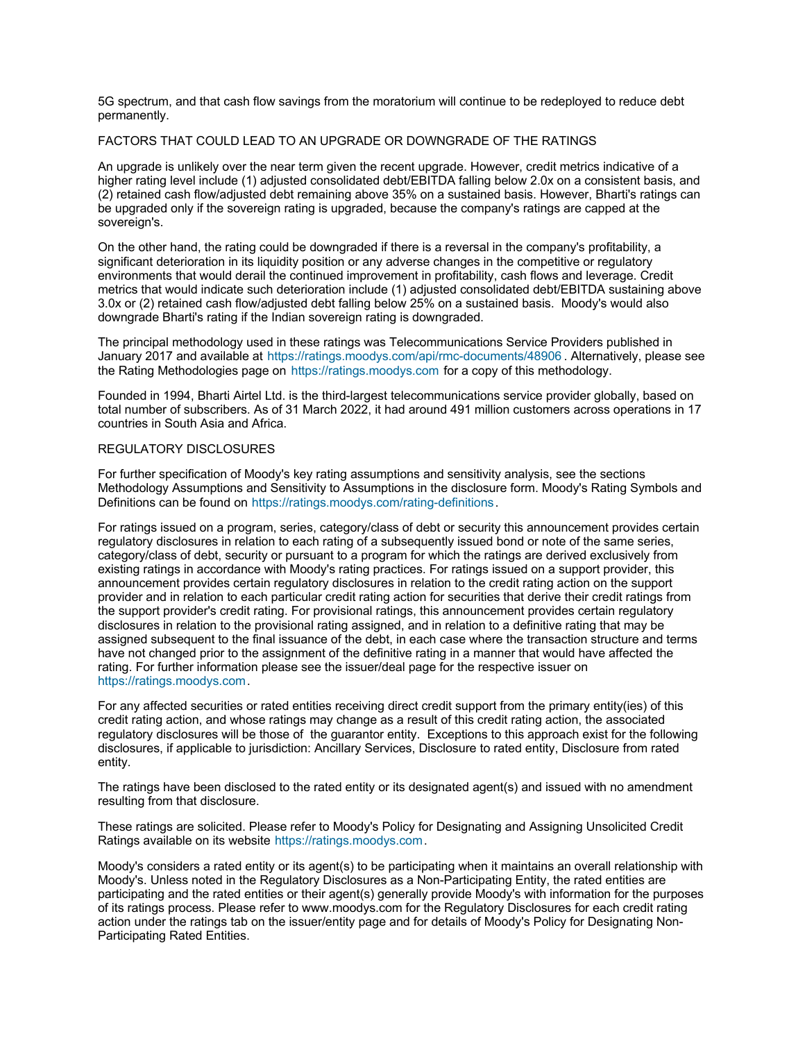5G spectrum, and that cash flow savings from the moratorium will continue to be redeployed to reduce debt permanently.

FACTORS THAT COULD LEAD TO AN UPGRADE OR DOWNGRADE OF THE RATINGS

An upgrade is unlikely over the near term given the recent upgrade. However, credit metrics indicative of a higher rating level include (1) adjusted consolidated debt/EBITDA falling below 2.0x on a consistent basis, and (2) retained cash flow/adjusted debt remaining above 35% on a sustained basis. However, Bharti's ratings can be upgraded only if the sovereign rating is upgraded, because the company's ratings are capped at the sovereign's.

On the other hand, the rating could be downgraded if there is a reversal in the company's profitability, a significant deterioration in its liquidity position or any adverse changes in the competitive or regulatory environments that would derail the continued improvement in profitability, cash flows and leverage. Credit metrics that would indicate such deterioration include (1) adjusted consolidated debt/EBITDA sustaining above 3.0x or (2) retained cash flow/adjusted debt falling below 25% on a sustained basis. Moody's would also downgrade Bharti's rating if the Indian sovereign rating is downgraded.

The principal methodology used in these ratings was Telecommunications Service Providers published in January 2017 and available at https://ratings.moodys.com/api/rmc-documents/48906 . Alternatively, please see the Rating Methodologies page on https://ratings.moodys.com for a copy of this methodology.

Founded in 1994, Bharti Airtel Ltd. is the third-largest telecommunications service provider globally, based on total number of subscribers. As of 31 March 2022, it had around 491 million customers across operations in 17 countries in South Asia and Africa.

REGULATORY DISCLOSURES

For further specification of Moody's key rating assumptions and sensitivity analysis, see the sections Methodology Assumptions and Sensitivity to Assumptions in the disclosure form. Moody's Rating Symbols and Definitions can be found on https://ratings.moodys.com/rating-definitions.

For ratings issued on a program, series, category/class of debt or security this announcement provides certain regulatory disclosures in relation to each rating of a subsequently issued bond or note of the same series, category/class of debt, security or pursuant to a program for which the ratings are derived exclusively from existing ratings in accordance with Moody's rating practices. For ratings issued on a support provider, this announcement provides certain regulatory disclosures in relation to the credit rating action on the support provider and in relation to each particular credit rating action for securities that derive their credit ratings from the support provider's credit rating. For provisional ratings, this announcement provides certain regulatory disclosures in relation to the provisional rating assigned, and in relation to a definitive rating that may be assigned subsequent to the final issuance of the debt, in each case where the transaction structure and terms have not changed prior to the assignment of the definitive rating in a manner that would have affected the rating. For further information please see the issuer/deal page for the respective issuer on https://ratings.moodys.com.

For any affected securities or rated entities receiving direct credit support from the primary entity(ies) of this credit rating action, and whose ratings may change as a result of this credit rating action, the associated regulatory disclosures will be those of the guarantor entity. Exceptions to this approach exist for the following disclosures, if applicable to jurisdiction: Ancillary Services, Disclosure to rated entity, Disclosure from rated entity.

The ratings have been disclosed to the rated entity or its designated agent(s) and issued with no amendment resulting from that disclosure.

These ratings are solicited. Please refer to Moody's Policy for Designating and Assigning Unsolicited Credit Ratings available on its website https://ratings.moodys.com.

Moody's considers a rated entity or its agent(s) to be participating when it maintains an overall relationship with Moody's. Unless noted in the Regulatory Disclosures as a Non-Participating Entity, the rated entities are participating and the rated entities or their agent(s) generally provide Moody's with information for the purposes of its ratings process. Please refer to www.moodys.com for the Regulatory Disclosures for each credit rating action under the ratings tab on the issuer/entity page and for details of Moody's Policy for Designating Non-Participating Rated Entities.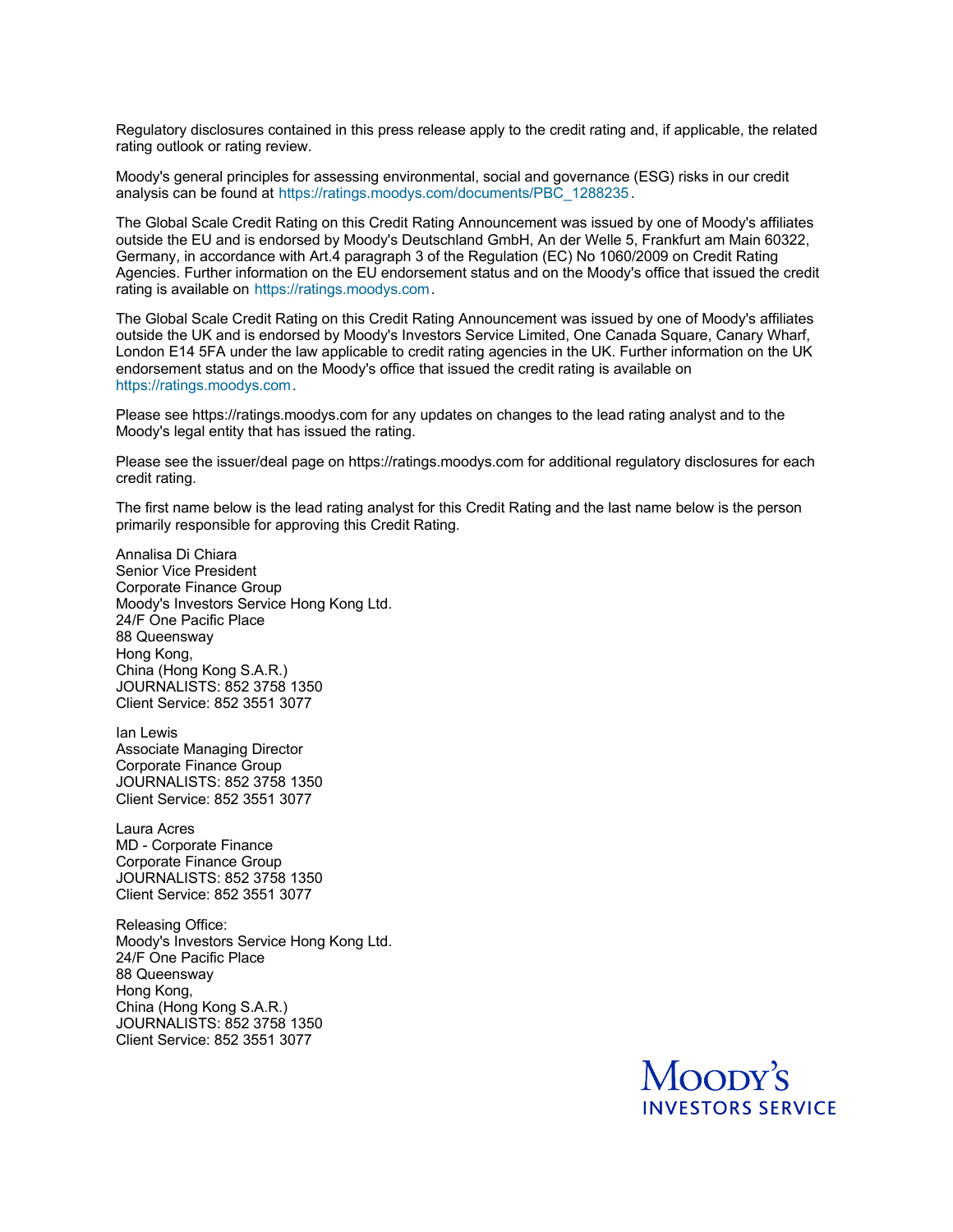Regulatory disclosures contained in this press release apply to the credit rating and, if applicable, the related rating outlook or rating review.

Moody's general principles for assessing environmental, social and governance (ESG) risks in our credit analysis can be found at https://ratings.moodys.com/documents/PBC_1288235.

The Global Scale Credit Rating on this Credit Rating Announcement was issued by one of Moody's affiliates outside the EU and is endorsed by Moody's Deutschland GmbH, An der Welle 5, Frankfurt am Main 60322, Germany, in accordance with Art.4 paragraph 3 of the Regulation (EC) No 1060/2009 on Credit Rating Agencies. Further information on the EU endorsement status and on the Moody's office that issued the credit rating is available on https://ratings.moodys.com.

The Global Scale Credit Rating on this Credit Rating Announcement was issued by one of Moody's affiliates outside the UK and is endorsed by Moody's Investors Service Limited, One Canada Square, Canary Wharf, London E14 5FA under the law applicable to credit rating agencies in the UK. Further information on the UK endorsement status and on the Moody's office that issued the credit rating is available on https://ratings.moodys.com.

Please see https://ratings.moodys.com for any updates on changes to the lead rating analyst and to the Moody's legal entity that has issued the rating.

Please see the issuer/deal page on https://ratings.moodys.com for additional regulatory disclosures for each credit rating.

The first name below is the lead rating analyst for this Credit Rating and the last name below is the person primarily responsible for approving this Credit Rating.

Annalisa Di Chiara
Senior Vice President
Corporate Finance Group
Moody's Investors Service Hong Kong Ltd.
24/F One Pacific Place
88 Queensway
Hong Kong,
China (Hong Kong S.A.R.)
JOURNALISTS: 852 3758 1350
Client Service: 852 3551 3077

Ian Lewis
Associate Managing Director
Corporate Finance Group
JOURNALISTS: 852 3758 1350
Client Service: 852 3551 3077

Laura Acres
MD - Corporate Finance
Corporate Finance Group
JOURNALISTS: 852 3758 1350
Client Service: 852 3551 3077

Releasing Office:
Moody's Investors Service Hong Kong Ltd.
24/F One Pacific Place
88 Queensway
Hong Kong,
China (Hong Kong S.A.R.)
JOURNALISTS: 852 3758 1350
Client Service: 852 3551 3077

MOODY'S
INVESTORS SERVICE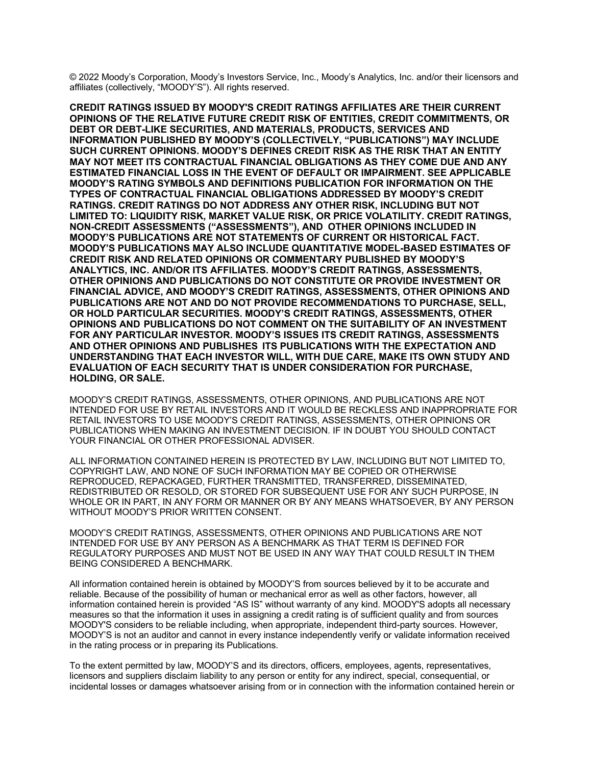© 2022 Moody's Corporation, Moody's Investors Service, Inc., Moody's Analytics, Inc. and/or their licensors and affiliates (collectively, "MOODY'S"). All rights reserved.

**CREDIT RATINGS ISSUED BY MOODY'S CREDIT RATINGS AFFILIATES ARE THEIR CURRENT OPINIONS OF THE RELATIVE FUTURE CREDIT RISK OF ENTITIES, CREDIT COMMITMENTS, OR DEBT OR DEBT-LIKE SECURITIES, AND MATERIALS, PRODUCTS, SERVICES AND INFORMATION PUBLISHED BY MOODY'S (COLLECTIVELY, "PUBLICATIONS") MAY INCLUDE SUCH CURRENT OPINIONS. MOODY'S DEFINES CREDIT RISK AS THE RISK THAT AN ENTITY MAY NOT MEET ITS CONTRACTUAL FINANCIAL OBLIGATIONS AS THEY COME DUE AND ANY ESTIMATED FINANCIAL LOSS IN THE EVENT OF DEFAULT OR IMPAIRMENT. SEE APPLICABLE MOODY'S RATING SYMBOLS AND DEFINITIONS PUBLICATION FOR INFORMATION ON THE TYPES OF CONTRACTUAL FINANCIAL OBLIGATIONS ADDRESSED BY MOODY'S CREDIT RATINGS. CREDIT RATINGS DO NOT ADDRESS ANY OTHER RISK, INCLUDING BUT NOT LIMITED TO: LIQUIDITY RISK, MARKET VALUE RISK, OR PRICE VOLATILITY. CREDIT RATINGS, NON-CREDIT ASSESSMENTS ("ASSESSMENTS"), AND OTHER OPINIONS INCLUDED IN MOODY'S PUBLICATIONS ARE NOT STATEMENTS OF CURRENT OR HISTORICAL FACT. MOODY'S PUBLICATIONS MAY ALSO INCLUDE QUANTITATIVE MODEL-BASED ESTIMATES OF CREDIT RISK AND RELATED OPINIONS OR COMMENTARY PUBLISHED BY MOODY'S ANALYTICS, INC. AND/OR ITS AFFILIATES. MOODY'S CREDIT RATINGS, ASSESSMENTS, OTHER OPINIONS AND PUBLICATIONS DO NOT CONSTITUTE OR PROVIDE INVESTMENT OR FINANCIAL ADVICE, AND MOODY'S CREDIT RATINGS, ASSESSMENTS, OTHER OPINIONS AND PUBLICATIONS ARE NOT AND DO NOT PROVIDE RECOMMENDATIONS TO PURCHASE, SELL, OR HOLD PARTICULAR SECURITIES. MOODY'S CREDIT RATINGS, ASSESSMENTS, OTHER OPINIONS AND PUBLICATIONS DO NOT COMMENT ON THE SUITABILITY OF AN INVESTMENT FOR ANY PARTICULAR INVESTOR. MOODY'S ISSUES ITS CREDIT RATINGS, ASSESSMENTS AND OTHER OPINIONS AND PUBLISHES ITS PUBLICATIONS WITH THE EXPECTATION AND UNDERSTANDING THAT EACH INVESTOR WILL, WITH DUE CARE, MAKE ITS OWN STUDY AND EVALUATION OF EACH SECURITY THAT IS UNDER CONSIDERATION FOR PURCHASE, HOLDING, OR SALE.**

MOODY'S CREDIT RATINGS, ASSESSMENTS, OTHER OPINIONS, AND PUBLICATIONS ARE NOT INTENDED FOR USE BY RETAIL INVESTORS AND IT WOULD BE RECKLESS AND INAPPROPRIATE FOR RETAIL INVESTORS TO USE MOODY'S CREDIT RATINGS, ASSESSMENTS, OTHER OPINIONS OR PUBLICATIONS WHEN MAKING AN INVESTMENT DECISION. IF IN DOUBT YOU SHOULD CONTACT YOUR FINANCIAL OR OTHER PROFESSIONAL ADVISER.

ALL INFORMATION CONTAINED HEREIN IS PROTECTED BY LAW, INCLUDING BUT NOT LIMITED TO, COPYRIGHT LAW, AND NONE OF SUCH INFORMATION MAY BE COPIED OR OTHERWISE REPRODUCED, REPACKAGED, FURTHER TRANSMITTED, TRANSFERRED, DISSEMINATED, REDISTRIBUTED OR RESOLD, OR STORED FOR SUBSEQUENT USE FOR ANY SUCH PURPOSE, IN WHOLE OR IN PART, IN ANY FORM OR MANNER OR BY ANY MEANS WHATSOEVER, BY ANY PERSON WITHOUT MOODY'S PRIOR WRITTEN CONSENT.

MOODY'S CREDIT RATINGS, ASSESSMENTS, OTHER OPINIONS AND PUBLICATIONS ARE NOT INTENDED FOR USE BY ANY PERSON AS A BENCHMARK AS THAT TERM IS DEFINED FOR REGULATORY PURPOSES AND MUST NOT BE USED IN ANY WAY THAT COULD RESULT IN THEM BEING CONSIDERED A BENCHMARK.

All information contained herein is obtained by MOODY'S from sources believed by it to be accurate and reliable. Because of the possibility of human or mechanical error as well as other factors, however, all information contained herein is provided "AS IS" without warranty of any kind. MOODY'S adopts all necessary measures so that the information it uses in assigning a credit rating is of sufficient quality and from sources MOODY'S considers to be reliable including, when appropriate, independent third-party sources. However, MOODY'S is not an auditor and cannot in every instance independently verify or validate information received in the rating process or in preparing its Publications.

To the extent permitted by law, MOODY'S and its directors, officers, employees, agents, representatives, licensors and suppliers disclaim liability to any person or entity for any indirect, special, consequential, or incidental losses or damages whatsoever arising from or in connection with the information contained herein or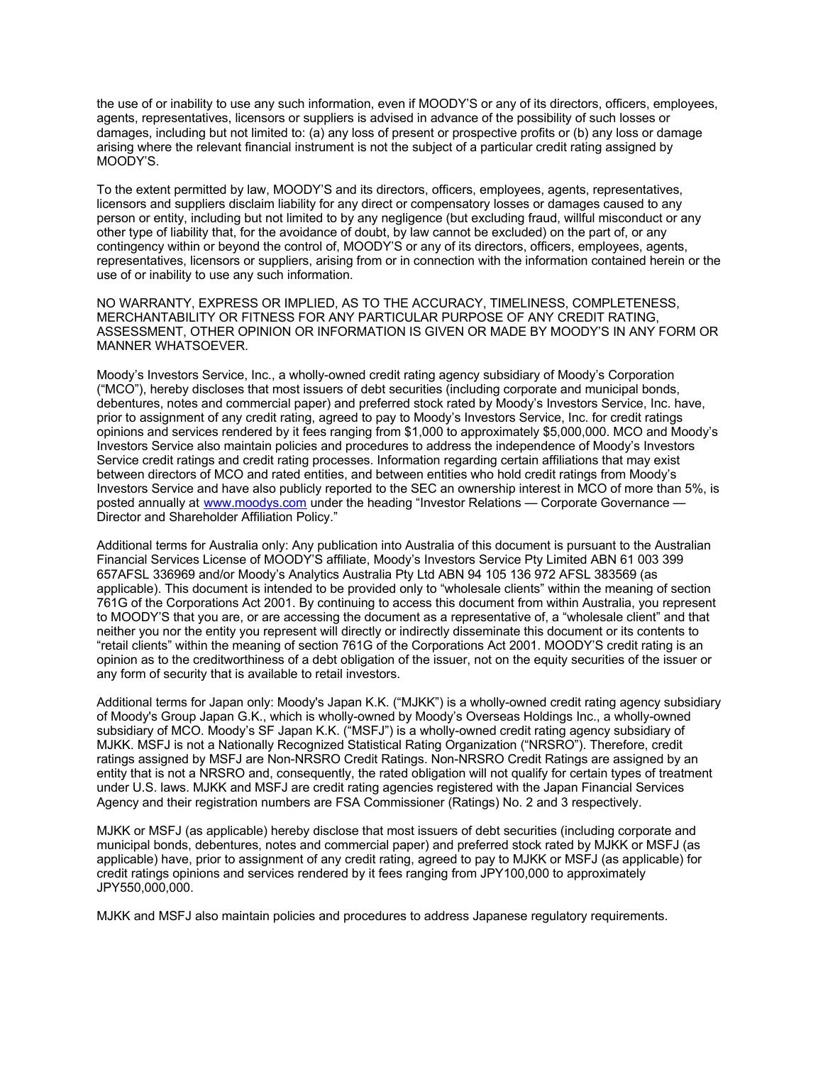the use of or inability to use any such information, even if MOODY'S or any of its directors, officers, employees, agents, representatives, licensors or suppliers is advised in advance of the possibility of such losses or damages, including but not limited to: (a) any loss of present or prospective profits or (b) any loss or damage arising where the relevant financial instrument is not the subject of a particular credit rating assigned by MOODY'S.

To the extent permitted by law, MOODY'S and its directors, officers, employees, agents, representatives, licensors and suppliers disclaim liability for any direct or compensatory losses or damages caused to any person or entity, including but not limited to by any negligence (but excluding fraud, willful misconduct or any other type of liability that, for the avoidance of doubt, by law cannot be excluded) on the part of, or any contingency within or beyond the control of, MOODY'S or any of its directors, officers, employees, agents, representatives, licensors or suppliers, arising from or in connection with the information contained herein or the use of or inability to use any such information.

NO WARRANTY, EXPRESS OR IMPLIED, AS TO THE ACCURACY, TIMELINESS, COMPLETENESS, MERCHANTABILITY OR FITNESS FOR ANY PARTICULAR PURPOSE OF ANY CREDIT RATING, ASSESSMENT, OTHER OPINION OR INFORMATION IS GIVEN OR MADE BY MOODY'S IN ANY FORM OR MANNER WHATSOEVER.

Moody's Investors Service, Inc., a wholly-owned credit rating agency subsidiary of Moody's Corporation ("MCO"), hereby discloses that most issuers of debt securities (including corporate and municipal bonds, debentures, notes and commercial paper) and preferred stock rated by Moody's Investors Service, Inc. have, prior to assignment of any credit rating, agreed to pay to Moody's Investors Service, Inc. for credit ratings opinions and services rendered by it fees ranging from $1,000 to approximately $5,000,000. MCO and Moody's Investors Service also maintain policies and procedures to address the independence of Moody's Investors Service credit ratings and credit rating processes. Information regarding certain affiliations that may exist between directors of MCO and rated entities, and between entities who hold credit ratings from Moody's Investors Service and have also publicly reported to the SEC an ownership interest in MCO of more than 5%, is posted annually at [www.moodys.com](http://www.moodys.com) under the heading "Investor Relations — Corporate Governance — Director and Shareholder Affiliation Policy."

Additional terms for Australia only: Any publication into Australia of this document is pursuant to the Australian Financial Services License of MOODY'S affiliate, Moody's Investors Service Pty Limited ABN 61 003 399 657AFSL 336969 and/or Moody's Analytics Australia Pty Ltd ABN 94 105 136 972 AFSL 383569 (as applicable). This document is intended to be provided only to "wholesale clients" within the meaning of section 761G of the Corporations Act 2001. By continuing to access this document from within Australia, you represent to MOODY'S that you are, or are accessing the document as a representative of, a "wholesale client" and that neither you nor the entity you represent will directly or indirectly disseminate this document or its contents to "retail clients" within the meaning of section 761G of the Corporations Act 2001. MOODY'S credit rating is an opinion as to the creditworthiness of a debt obligation of the issuer, not on the equity securities of the issuer or any form of security that is available to retail investors.

Additional terms for Japan only: Moody's Japan K.K. ("MJKK") is a wholly-owned credit rating agency subsidiary of Moody's Group Japan G.K., which is wholly-owned by Moody's Overseas Holdings Inc., a wholly-owned subsidiary of MCO. Moody's SF Japan K.K. ("MSFJ") is a wholly-owned credit rating agency subsidiary of MJKK. MSFJ is not a Nationally Recognized Statistical Rating Organization ("NRSRO"). Therefore, credit ratings assigned by MSFJ are Non-NRSRO Credit Ratings. Non-NRSRO Credit Ratings are assigned by an entity that is not a NRSRO and, consequently, the rated obligation will not qualify for certain types of treatment under U.S. laws. MJKK and MSFJ are credit rating agencies registered with the Japan Financial Services Agency and their registration numbers are FSA Commissioner (Ratings) No. 2 and 3 respectively.

MJKK or MSFJ (as applicable) hereby disclose that most issuers of debt securities (including corporate and municipal bonds, debentures, notes and commercial paper) and preferred stock rated by MJKK or MSFJ (as applicable) have, prior to assignment of any credit rating, agreed to pay to MJKK or MSFJ (as applicable) for credit ratings opinions and services rendered by it fees ranging from JPY100,000 to approximately JPY550,000,000.

MJKK and MSFJ also maintain policies and procedures to address Japanese regulatory requirements.